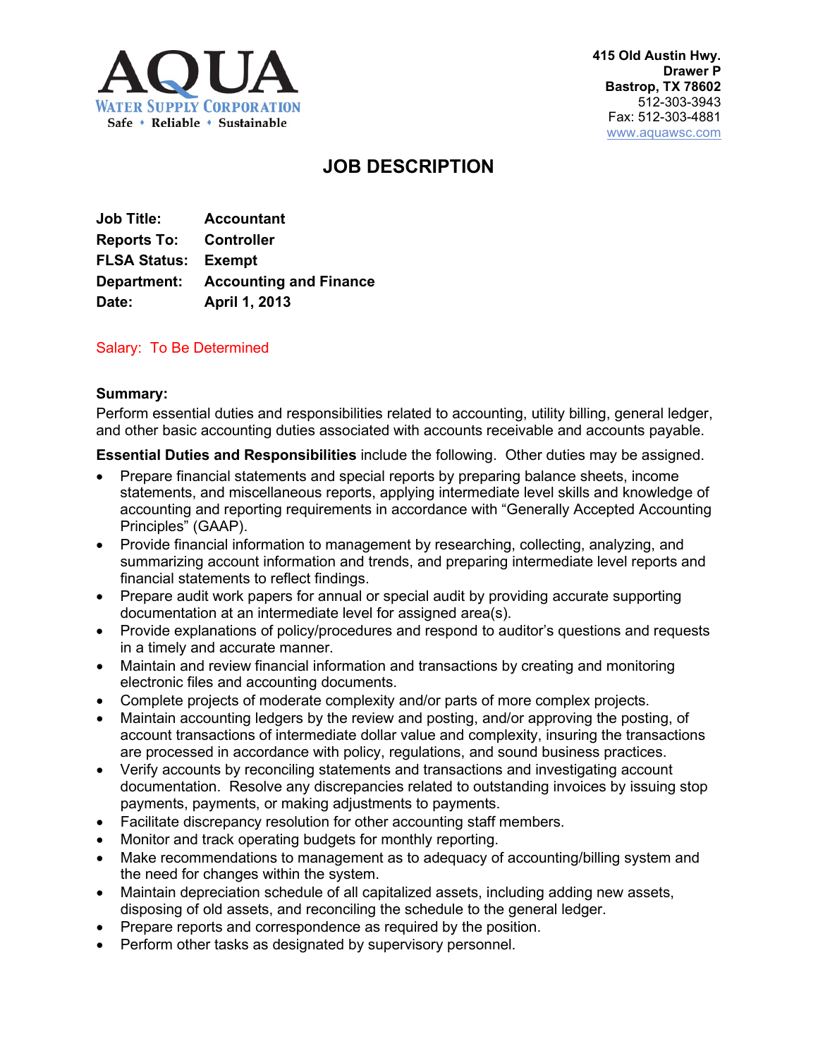**AQUA**
**WATER SUPPLY CORPORATION**
Safe • Reliable • Sustainable

**415 Old Austin Hwy.**
**Drawer P**
**Bastrop, TX 78602**
512-303-3943
Fax: 512-303-4881
www.aquawsc.com

# JOB DESCRIPTION

**Job Title:** **Accountant**
**Reports To:** **Controller**
**FLSA Status:** **Exempt**
**Department:** **Accounting and Finance**
**Date:** **April 1, 2013**

Salary: To Be Determined

**Summary:**
Perform essential duties and responsibilities related to accounting, utility billing, general ledger, and other basic accounting duties associated with accounts receivable and accounts payable.

**Essential Duties and Responsibilities** include the following. Other duties may be assigned.

- Prepare financial statements and special reports by preparing balance sheets, income statements, and miscellaneous reports, applying intermediate level skills and knowledge of accounting and reporting requirements in accordance with "Generally Accepted Accounting Principles" (GAAP).
- Provide financial information to management by researching, collecting, analyzing, and summarizing account information and trends, and preparing intermediate level reports and financial statements to reflect findings.
- Prepare audit work papers for annual or special audit by providing accurate supporting documentation at an intermediate level for assigned area(s).
- Provide explanations of policy/procedures and respond to auditor's questions and requests in a timely and accurate manner.
- Maintain and review financial information and transactions by creating and monitoring electronic files and accounting documents.
- Complete projects of moderate complexity and/or parts of more complex projects.
- Maintain accounting ledgers by the review and posting, and/or approving the posting, of account transactions of intermediate dollar value and complexity, insuring the transactions are processed in accordance with policy, regulations, and sound business practices.
- Verify accounts by reconciling statements and transactions and investigating account documentation. Resolve any discrepancies related to outstanding invoices by issuing stop payments, payments, or making adjustments to payments.
- Facilitate discrepancy resolution for other accounting staff members.
- Monitor and track operating budgets for monthly reporting.
- Make recommendations to management as to adequacy of accounting/billing system and the need for changes within the system.
- Maintain depreciation schedule of all capitalized assets, including adding new assets, disposing of old assets, and reconciling the schedule to the general ledger.
- Prepare reports and correspondence as required by the position.
- Perform other tasks as designated by supervisory personnel.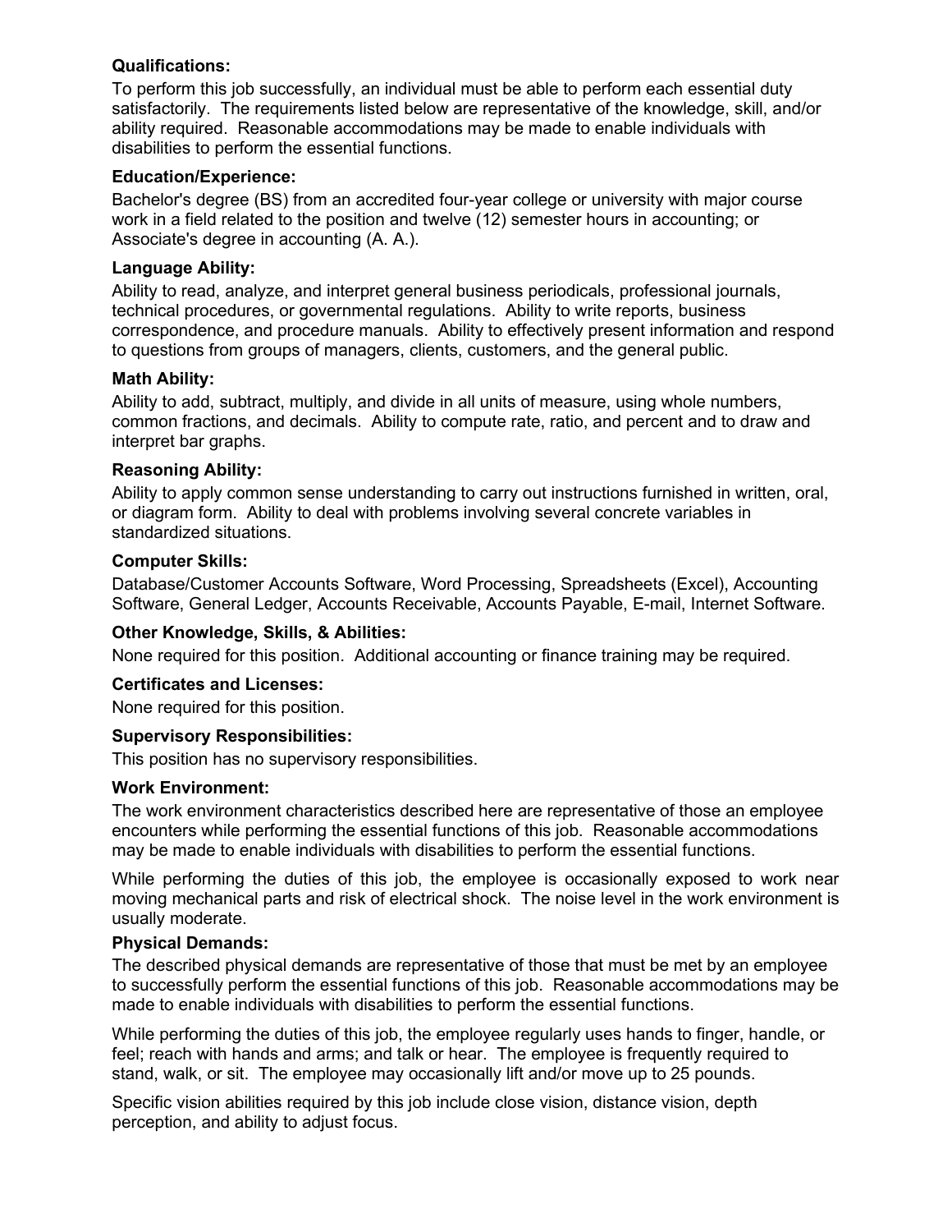**Qualifications:**

To perform this job successfully, an individual must be able to perform each essential duty satisfactorily. The requirements listed below are representative of the knowledge, skill, and/or ability required. Reasonable accommodations may be made to enable individuals with disabilities to perform the essential functions.

**Education/Experience:**

Bachelor's degree (BS) from an accredited four-year college or university with major course work in a field related to the position and twelve (12) semester hours in accounting; or Associate's degree in accounting (A. A.).

**Language Ability:**

Ability to read, analyze, and interpret general business periodicals, professional journals, technical procedures, or governmental regulations. Ability to write reports, business correspondence, and procedure manuals. Ability to effectively present information and respond to questions from groups of managers, clients, customers, and the general public.

**Math Ability:**

Ability to add, subtract, multiply, and divide in all units of measure, using whole numbers, common fractions, and decimals. Ability to compute rate, ratio, and percent and to draw and interpret bar graphs.

**Reasoning Ability:**

Ability to apply common sense understanding to carry out instructions furnished in written, oral, or diagram form. Ability to deal with problems involving several concrete variables in standardized situations.

**Computer Skills:**

Database/Customer Accounts Software, Word Processing, Spreadsheets (Excel), Accounting Software, General Ledger, Accounts Receivable, Accounts Payable, E-mail, Internet Software.

**Other Knowledge, Skills, & Abilities:**

None required for this position. Additional accounting or finance training may be required.

**Certificates and Licenses:**

None required for this position.

**Supervisory Responsibilities:**

This position has no supervisory responsibilities.

**Work Environment:**

The work environment characteristics described here are representative of those an employee encounters while performing the essential functions of this job. Reasonable accommodations may be made to enable individuals with disabilities to perform the essential functions.

While performing the duties of this job, the employee is occasionally exposed to work near moving mechanical parts and risk of electrical shock. The noise level in the work environment is usually moderate.

**Physical Demands:**

The described physical demands are representative of those that must be met by an employee to successfully perform the essential functions of this job. Reasonable accommodations may be made to enable individuals with disabilities to perform the essential functions.

While performing the duties of this job, the employee regularly uses hands to finger, handle, or feel; reach with hands and arms; and talk or hear. The employee is frequently required to stand, walk, or sit. The employee may occasionally lift and/or move up to 25 pounds.

Specific vision abilities required by this job include close vision, distance vision, depth perception, and ability to adjust focus.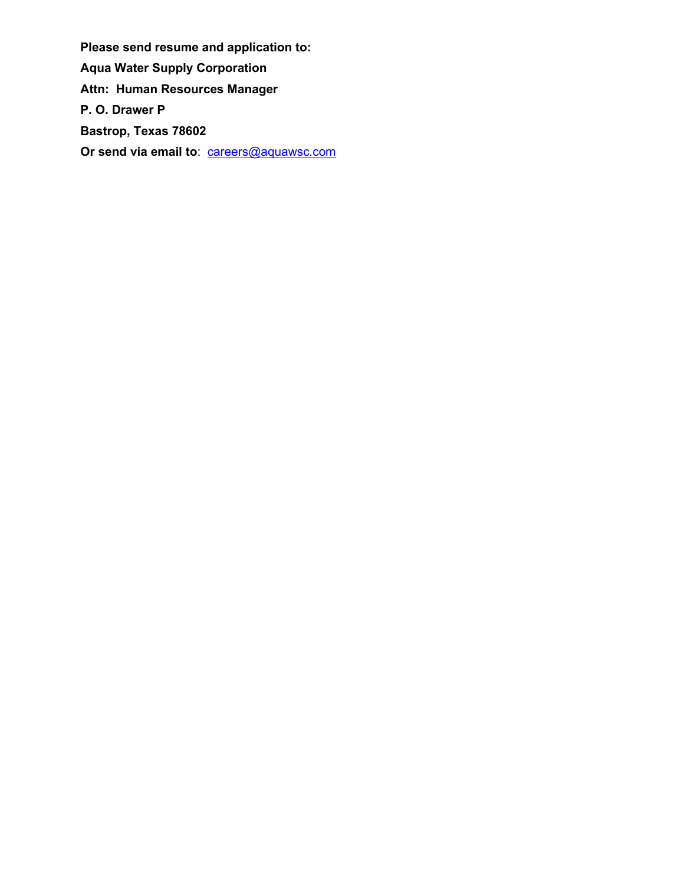**Please send resume and application to:**

**Aqua Water Supply Corporation**

**Attn: Human Resources Manager**

**P. O. Drawer P**

**Bastrop, Texas 78602**

**Or send via email to**: careers@aquawsc.com